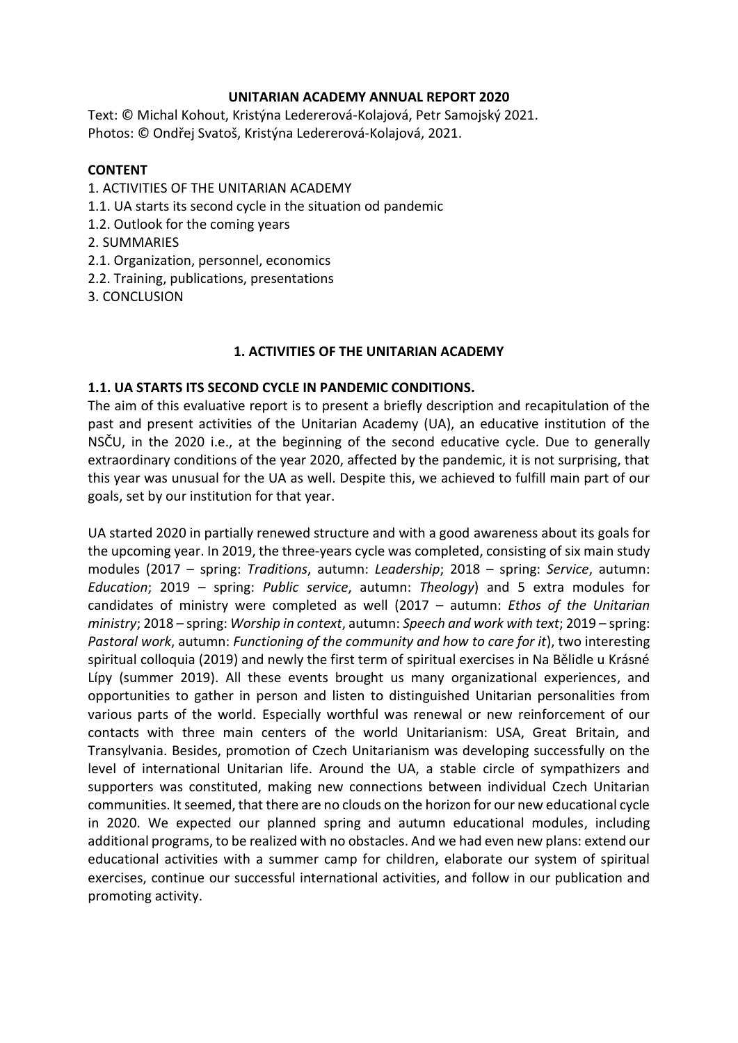**UNITARIAN ACADEMY ANNUAL REPORT 2020**

Text: © Michal Kohout, Kristýna Ledererová-Kolajová, Petr Samojský 2021.
Photos: © Ondřej Svatoš, Kristýna Ledererová-Kolajová, 2021.

**CONTENT**

1. ACTIVITIES OF THE UNITARIAN ACADEMY
1.1. UA starts its second cycle in the situation od pandemic
1.2. Outlook for the coming years
2. SUMMARIES
2.1. Organization, personnel, economics
2.2. Training, publications, presentations
3. CONCLUSION

# 1. ACTIVITIES OF THE UNITARIAN ACADEMY

## 1.1. UA STARTS ITS SECOND CYCLE IN PANDEMIC CONDITIONS.

The aim of this evaluative report is to present a briefly description and recapitulation of the past and present activities of the Unitarian Academy (UA), an educative institution of the NSČU, in the 2020 i.e., at the beginning of the second educative cycle. Due to generally extraordinary conditions of the year 2020, affected by the pandemic, it is not surprising, that this year was unusual for the UA as well. Despite this, we achieved to fulfill main part of our goals, set by our institution for that year.

UA started 2020 in partially renewed structure and with a good awareness about its goals for the upcoming year. In 2019, the three-years cycle was completed, consisting of six main study modules (2017 – spring: *Traditions*, autumn: *Leadership*; 2018 – spring: *Service*, autumn: *Education*; 2019 – spring: *Public service*, autumn: *Theology*) and 5 extra modules for candidates of ministry were completed as well (2017 – autumn: *Ethos of the Unitarian ministry*; 2018 – spring: *Worship in context*, autumn: *Speech and work with text*; 2019 – spring: *Pastoral work*, autumn: *Functioning of the community and how to care for it*), two interesting spiritual colloquia (2019) and newly the first term of spiritual exercises in Na Bělidle u Krásné Lípy (summer 2019). All these events brought us many organizational experiences, and opportunities to gather in person and listen to distinguished Unitarian personalities from various parts of the world. Especially worthful was renewal or new reinforcement of our contacts with three main centers of the world Unitarianism: USA, Great Britain, and Transylvania. Besides, promotion of Czech Unitarianism was developing successfully on the level of international Unitarian life. Around the UA, a stable circle of sympathizers and supporters was constituted, making new connections between individual Czech Unitarian communities. It seemed, that there are no clouds on the horizon for our new educational cycle in 2020. We expected our planned spring and autumn educational modules, including additional programs, to be realized with no obstacles. And we had even new plans: extend our educational activities with a summer camp for children, elaborate our system of spiritual exercises, continue our successful international activities, and follow in our publication and promoting activity.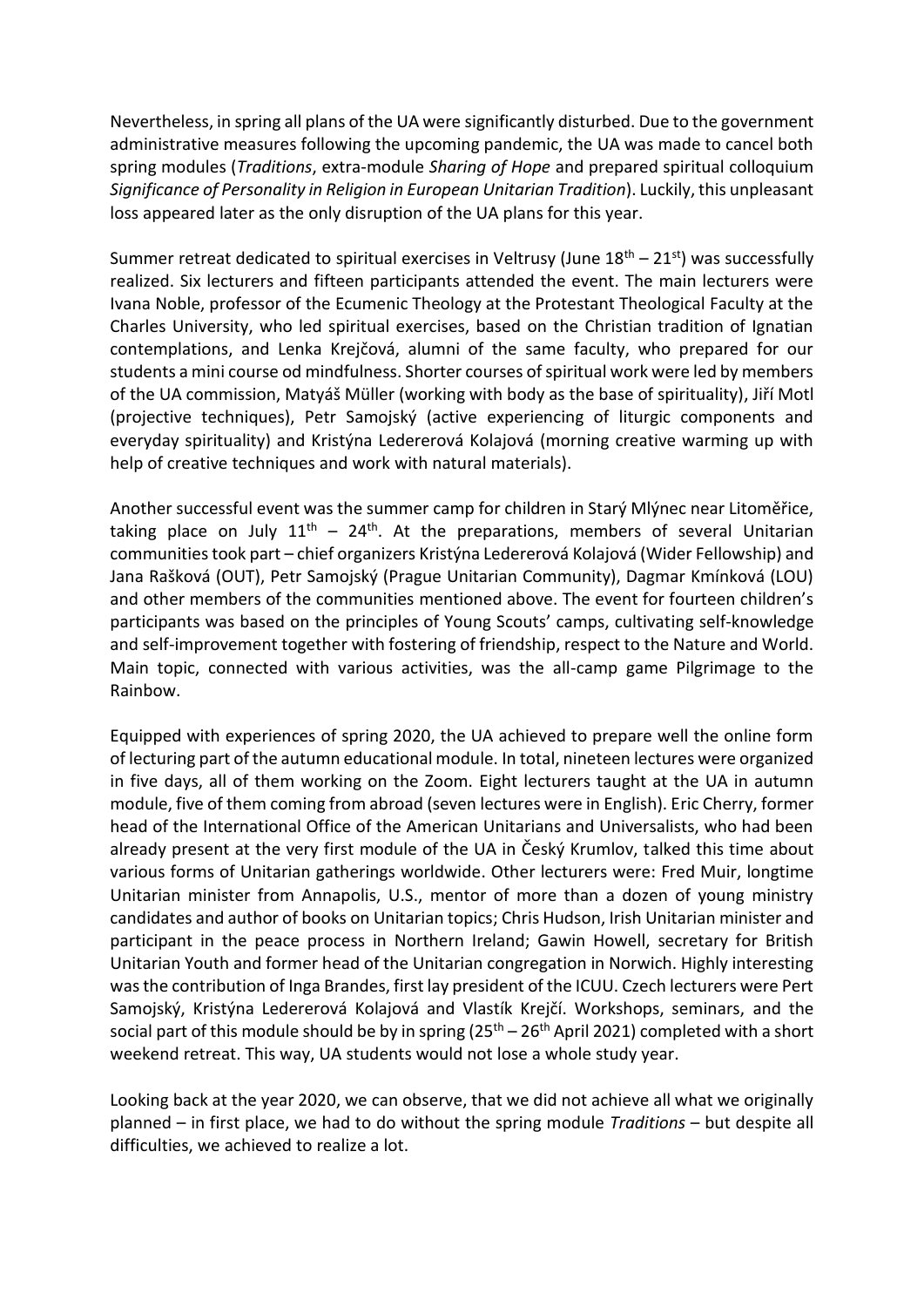Nevertheless, in spring all plans of the UA were significantly disturbed. Due to the government administrative measures following the upcoming pandemic, the UA was made to cancel both spring modules (*Traditions*, extra-module *Sharing of Hope* and prepared spiritual colloquium *Significance of Personality in Religion in European Unitarian Tradition*). Luckily, this unpleasant loss appeared later as the only disruption of the UA plans for this year.

Summer retreat dedicated to spiritual exercises in Veltrusy (June 18th – 21st) was successfully realized. Six lecturers and fifteen participants attended the event. The main lecturers were Ivana Noble, professor of the Ecumenic Theology at the Protestant Theological Faculty at the Charles University, who led spiritual exercises, based on the Christian tradition of Ignatian contemplations, and Lenka Krejčová, alumni of the same faculty, who prepared for our students a mini course od mindfulness. Shorter courses of spiritual work were led by members of the UA commission, Matyáš Müller (working with body as the base of spirituality), Jiří Motl (projective techniques), Petr Samojský (active experiencing of liturgic components and everyday spirituality) and Kristýna Ledererová Kolajová (morning creative warming up with help of creative techniques and work with natural materials).

Another successful event was the summer camp for children in Starý Mlýnec near Litoměřice, taking place on July 11th – 24th. At the preparations, members of several Unitarian communities took part – chief organizers Kristýna Ledererová Kolajová (Wider Fellowship) and Jana Rašková (OUT), Petr Samojský (Prague Unitarian Community), Dagmar Kmínková (LOU) and other members of the communities mentioned above. The event for fourteen children's participants was based on the principles of Young Scouts' camps, cultivating self-knowledge and self-improvement together with fostering of friendship, respect to the Nature and World. Main topic, connected with various activities, was the all-camp game Pilgrimage to the Rainbow.

Equipped with experiences of spring 2020, the UA achieved to prepare well the online form of lecturing part of the autumn educational module. In total, nineteen lectures were organized in five days, all of them working on the Zoom. Eight lecturers taught at the UA in autumn module, five of them coming from abroad (seven lectures were in English). Eric Cherry, former head of the International Office of the American Unitarians and Universalists, who had been already present at the very first module of the UA in Český Krumlov, talked this time about various forms of Unitarian gatherings worldwide. Other lecturers were: Fred Muir, longtime Unitarian minister from Annapolis, U.S., mentor of more than a dozen of young ministry candidates and author of books on Unitarian topics; Chris Hudson, Irish Unitarian minister and participant in the peace process in Northern Ireland; Gawin Howell, secretary for British Unitarian Youth and former head of the Unitarian congregation in Norwich. Highly interesting was the contribution of Inga Brandes, first lay president of the ICUU. Czech lecturers were Pert Samojský, Kristýna Ledererová Kolajová and Vlastík Krejčí. Workshops, seminars, and the social part of this module should be by in spring (25th – 26th April 2021) completed with a short weekend retreat. This way, UA students would not lose a whole study year.

Looking back at the year 2020, we can observe, that we did not achieve all what we originally planned – in first place, we had to do without the spring module *Traditions* – but despite all difficulties, we achieved to realize a lot.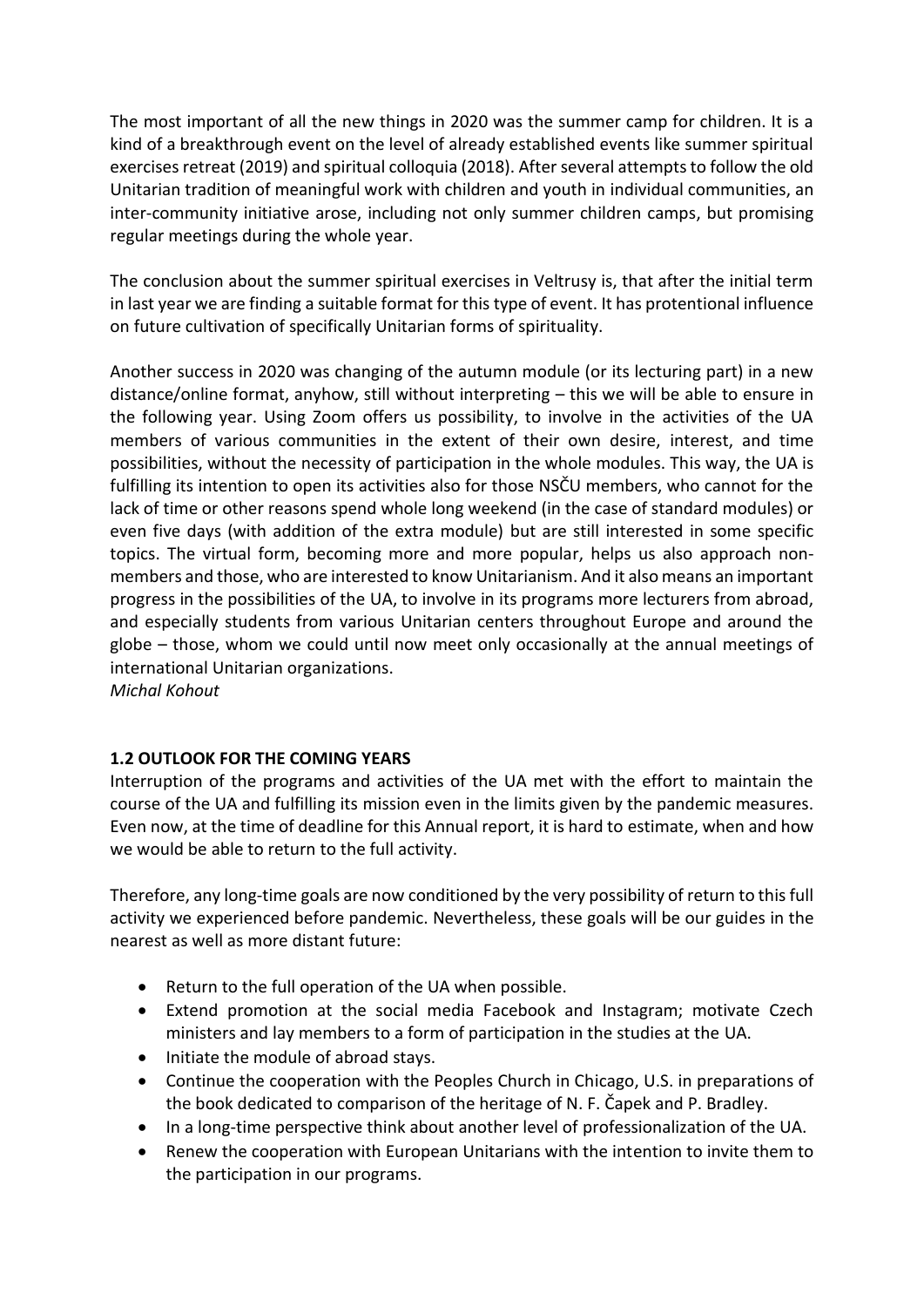The most important of all the new things in 2020 was the summer camp for children. It is a kind of a breakthrough event on the level of already established events like summer spiritual exercises retreat (2019) and spiritual colloquia (2018). After several attempts to follow the old Unitarian tradition of meaningful work with children and youth in individual communities, an inter-community initiative arose, including not only summer children camps, but promising regular meetings during the whole year.

The conclusion about the summer spiritual exercises in Veltrusy is, that after the initial term in last year we are finding a suitable format for this type of event. It has protentional influence on future cultivation of specifically Unitarian forms of spirituality.

Another success in 2020 was changing of the autumn module (or its lecturing part) in a new distance/online format, anyhow, still without interpreting – this we will be able to ensure in the following year. Using Zoom offers us possibility, to involve in the activities of the UA members of various communities in the extent of their own desire, interest, and time possibilities, without the necessity of participation in the whole modules. This way, the UA is fulfilling its intention to open its activities also for those NSČU members, who cannot for the lack of time or other reasons spend whole long weekend (in the case of standard modules) or even five days (with addition of the extra module) but are still interested in some specific topics. The virtual form, becoming more and more popular, helps us also approach non-members and those, who are interested to know Unitarianism. And it also means an important progress in the possibilities of the UA, to involve in its programs more lecturers from abroad, and especially students from various Unitarian centers throughout Europe and around the globe – those, whom we could until now meet only occasionally at the annual meetings of international Unitarian organizations.
*Michal Kohout*

### 1.2 OUTLOOK FOR THE COMING YEARS

Interruption of the programs and activities of the UA met with the effort to maintain the course of the UA and fulfilling its mission even in the limits given by the pandemic measures. Even now, at the time of deadline for this Annual report, it is hard to estimate, when and how we would be able to return to the full activity.

Therefore, any long-time goals are now conditioned by the very possibility of return to this full activity we experienced before pandemic. Nevertheless, these goals will be our guides in the nearest as well as more distant future:

- Return to the full operation of the UA when possible.
- Extend promotion at the social media Facebook and Instagram; motivate Czech ministers and lay members to a form of participation in the studies at the UA.
- Initiate the module of abroad stays.
- Continue the cooperation with the Peoples Church in Chicago, U.S. in preparations of the book dedicated to comparison of the heritage of N. F. Čapek and P. Bradley.
- In a long-time perspective think about another level of professionalization of the UA.
- Renew the cooperation with European Unitarians with the intention to invite them to the participation in our programs.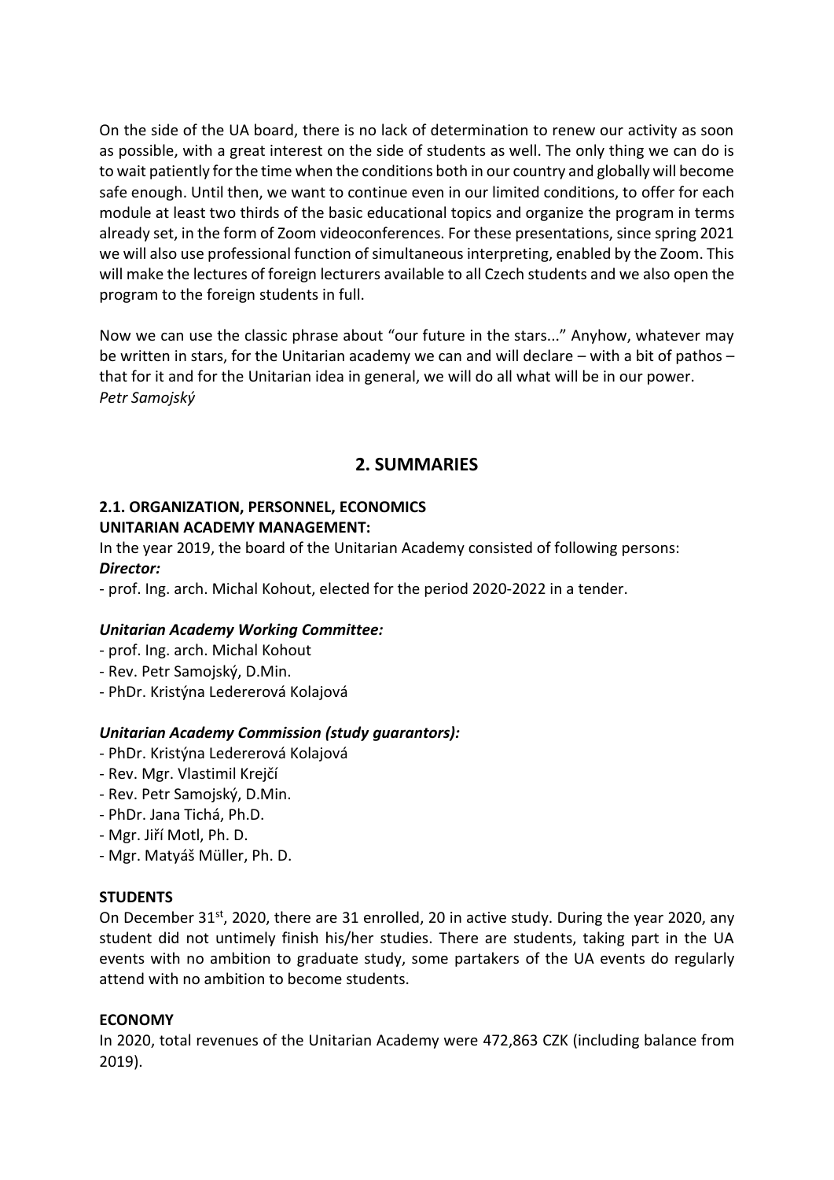On the side of the UA board, there is no lack of determination to renew our activity as soon as possible, with a great interest on the side of students as well. The only thing we can do is to wait patiently for the time when the conditions both in our country and globally will become safe enough. Until then, we want to continue even in our limited conditions, to offer for each module at least two thirds of the basic educational topics and organize the program in terms already set, in the form of Zoom videoconferences. For these presentations, since spring 2021 we will also use professional function of simultaneous interpreting, enabled by the Zoom. This will make the lectures of foreign lecturers available to all Czech students and we also open the program to the foreign students in full.

Now we can use the classic phrase about "our future in the stars..." Anyhow, whatever may be written in stars, for the Unitarian academy we can and will declare – with a bit of pathos – that for it and for the Unitarian idea in general, we will do all what will be in our power.
*Petr Samojský*

## 2. SUMMARIES

### 2.1. ORGANIZATION, PERSONNEL, ECONOMICS

**UNITARIAN ACADEMY MANAGEMENT:**

In the year 2019, the board of the Unitarian Academy consisted of following persons:

***Director:***

- prof. Ing. arch. Michal Kohout, elected for the period 2020-2022 in a tender.

***Unitarian Academy Working Committee:***

- prof. Ing. arch. Michal Kohout
- Rev. Petr Samojský, D.Min.
- PhDr. Kristýna Ledererová Kolajová

***Unitarian Academy Commission (study guarantors):***

- PhDr. Kristýna Ledererová Kolajová
- Rev. Mgr. Vlastimil Krejčí
- Rev. Petr Samojský, D.Min.
- PhDr. Jana Tichá, Ph.D.
- Mgr. Jiří Motl, Ph. D.
- Mgr. Matyáš Müller, Ph. D.

**STUDENTS**

On December 31st, 2020, there are 31 enrolled, 20 in active study. During the year 2020, any student did not untimely finish his/her studies. There are students, taking part in the UA events with no ambition to graduate study, some partakers of the UA events do regularly attend with no ambition to become students.

**ECONOMY**

In 2020, total revenues of the Unitarian Academy were 472,863 CZK (including balance from 2019).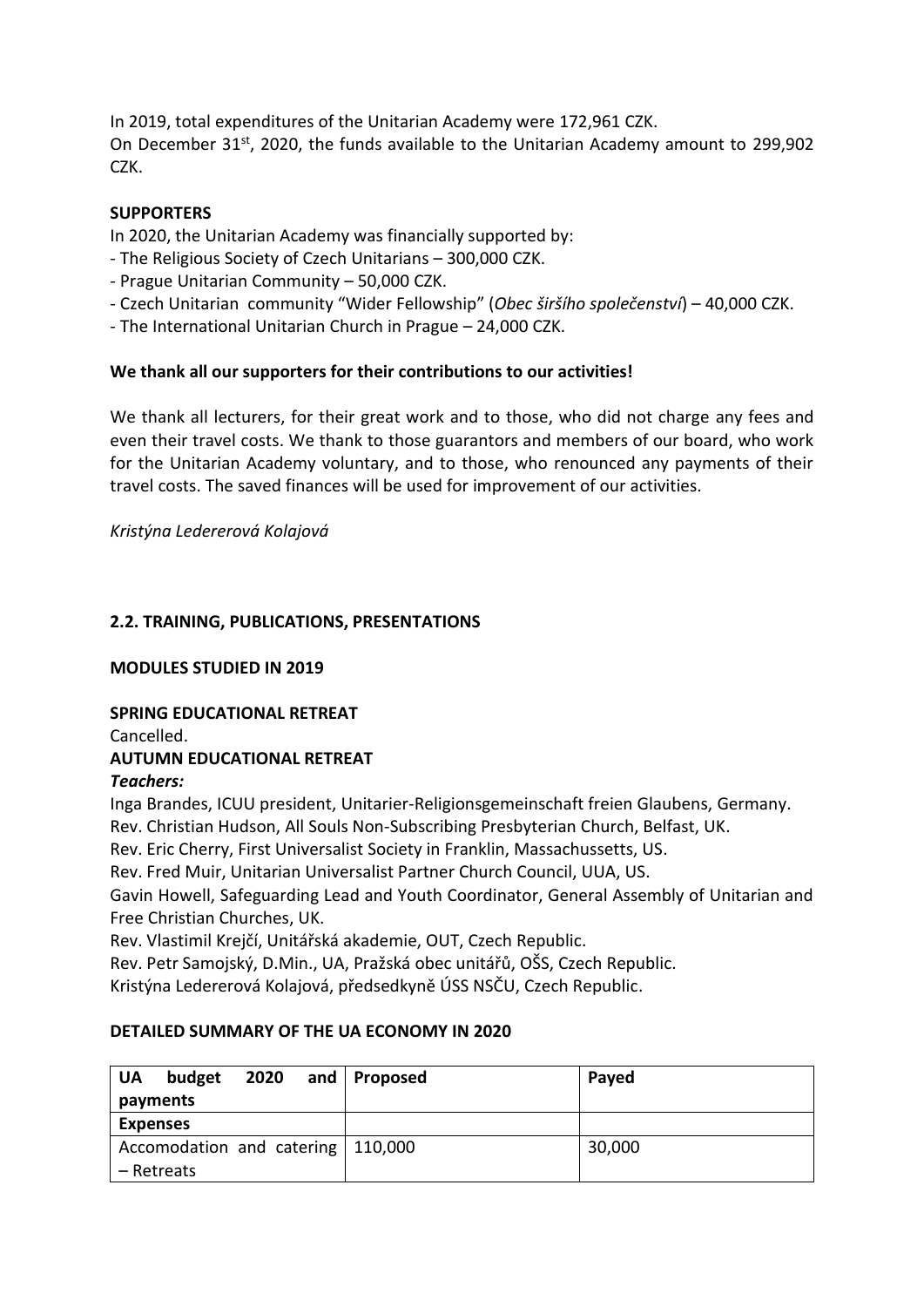In 2019, total expenditures of the Unitarian Academy were 172,961 CZK.
On December 31st, 2020, the funds available to the Unitarian Academy amount to 299,902 CZK.

**SUPPORTERS**

In 2020, the Unitarian Academy was financially supported by:

- The Religious Society of Czech Unitarians – 300,000 CZK.
- Prague Unitarian Community – 50,000 CZK.
- Czech Unitarian community "Wider Fellowship" (*Obec širšího společenství*) – 40,000 CZK.
- The International Unitarian Church in Prague – 24,000 CZK.

**We thank all our supporters for their contributions to our activities!**

We thank all lecturers, for their great work and to those, who did not charge any fees and even their travel costs. We thank to those guarantors and members of our board, who work for the Unitarian Academy voluntary, and to those, who renounced any payments of their travel costs. The saved finances will be used for improvement of our activities.

*Kristýna Ledererová Kolajová*

## 2.2. TRAINING, PUBLICATIONS, PRESENTATIONS

### MODULES STUDIED IN 2019

**SPRING EDUCATIONAL RETREAT**

Cancelled.

**AUTUMN EDUCATIONAL RETREAT**

***Teachers:***

Inga Brandes, ICUU president, Unitarier-Religionsgemeinschaft freien Glaubens, Germany.
Rev. Christian Hudson, All Souls Non-Subscribing Presbyterian Church, Belfast, UK.
Rev. Eric Cherry, First Universalist Society in Franklin, Massachussetts, US.
Rev. Fred Muir, Unitarian Universalist Partner Church Council, UUA, US.
Gavin Howell, Safeguarding Lead and Youth Coordinator, General Assembly of Unitarian and Free Christian Churches, UK.
Rev. Vlastimil Krejčí, Unitářská akademie, OUT, Czech Republic.
Rev. Petr Samojský, D.Min., UA, Pražská obec unitářů, OŠS, Czech Republic.
Kristýna Ledererová Kolajová, předsedkyně ÚSS NSČU, Czech Republic.

### DETAILED SUMMARY OF THE UA ECONOMY IN 2020

| UA budget 2020 and payments | Proposed | Payed |
|---|---|---|
| **Expenses** | | |
| Accomodation and catering – Retreats | 110,000 | 30,000 |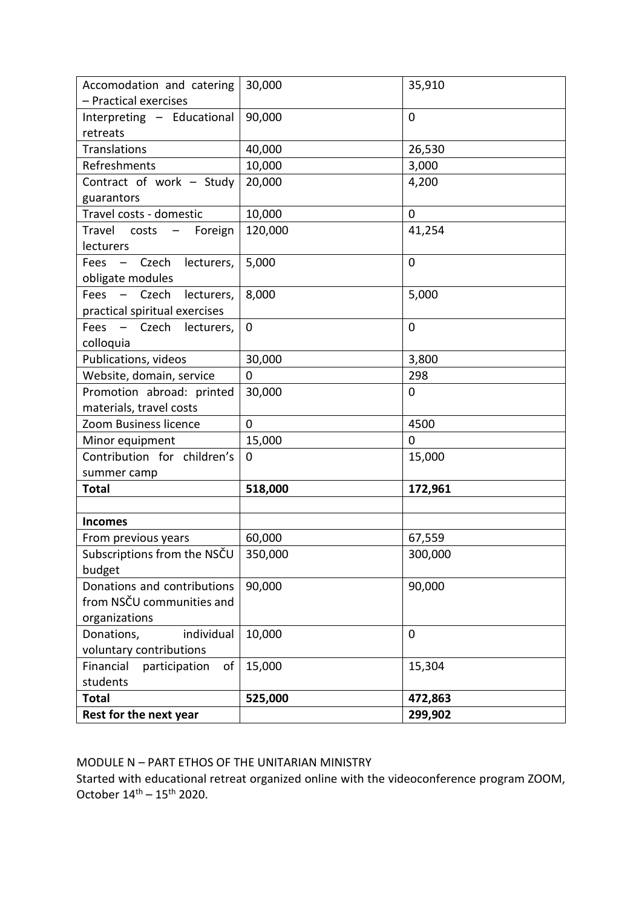| | | |
|---|---|---|
| Accomodation and catering – Practical exercises | 30,000 | 35,910 |
| Interpreting – Educational retreats | 90,000 | 0 |
| Translations | 40,000 | 26,530 |
| Refreshments | 10,000 | 3,000 |
| Contract of work – Study guarantors | 20,000 | 4,200 |
| Travel costs - domestic | 10,000 | 0 |
| Travel costs – Foreign lecturers | 120,000 | 41,254 |
| Fees – Czech lecturers, obligate modules | 5,000 | 0 |
| Fees – Czech lecturers, practical spiritual exercises | 8,000 | 5,000 |
| Fees – Czech lecturers, colloquia | 0 | 0 |
| Publications, videos | 30,000 | 3,800 |
| Website, domain, service | 0 | 298 |
| Promotion abroad: printed materials, travel costs | 30,000 | 0 |
| Zoom Business licence | 0 | 4500 |
| Minor equipment | 15,000 | 0 |
| Contribution for children's summer camp | 0 | 15,000 |
| **Total** | **518,000** | **172,961** |
| | | |
| **Incomes** | | |
| From previous years | 60,000 | 67,559 |
| Subscriptions from the NSČU budget | 350,000 | 300,000 |
| Donations and contributions from NSČU communities and organizations | 90,000 | 90,000 |
| Donations, individual voluntary contributions | 10,000 | 0 |
| Financial participation of students | 15,000 | 15,304 |
| **Total** | **525,000** | **472,863** |
| **Rest for the next year** | | **299,902** |

MODULE N – PART ETHOS OF THE UNITARIAN MINISTRY

Started with educational retreat organized online with the videoconference program ZOOM, October 14th – 15th 2020.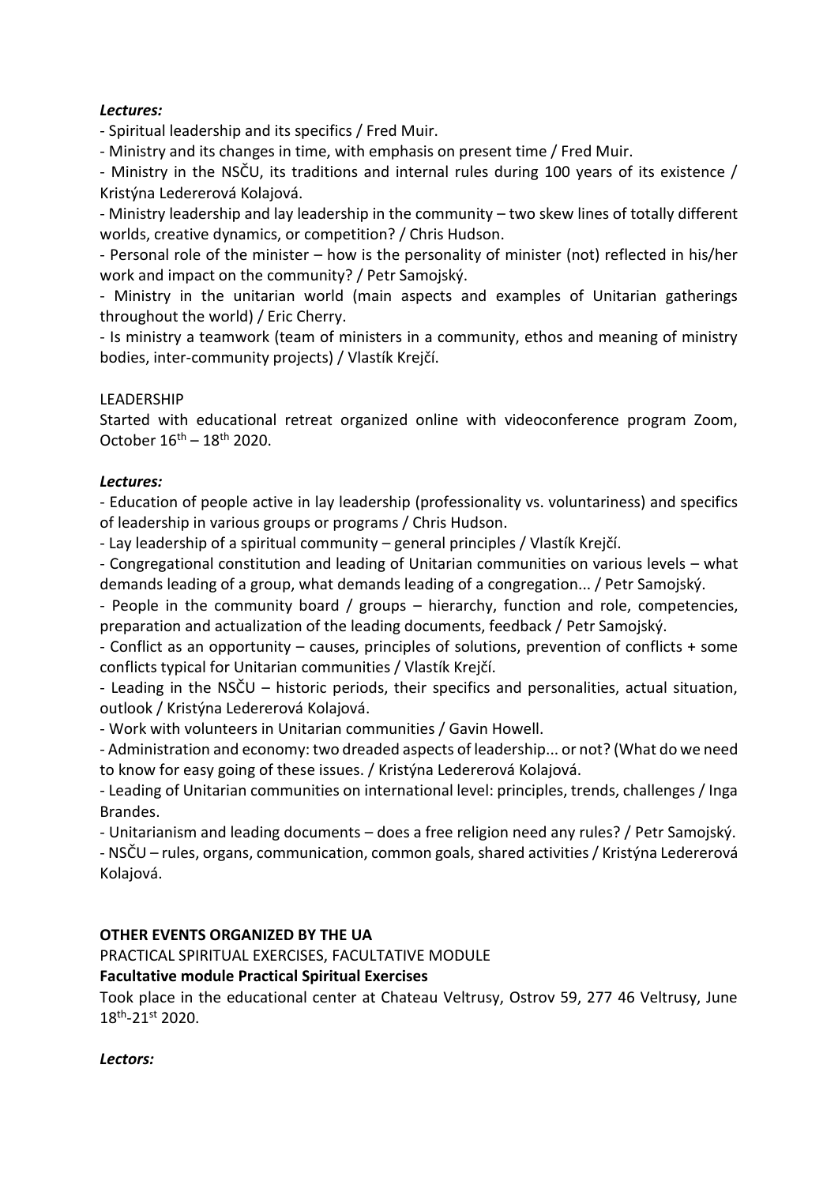***Lectures:***

- Spiritual leadership and its specifics / Fred Muir.
- Ministry and its changes in time, with emphasis on present time / Fred Muir.
- Ministry in the NSČU, its traditions and internal rules during 100 years of its existence / Kristýna Ledererová Kolajová.
- Ministry leadership and lay leadership in the community – two skew lines of totally different worlds, creative dynamics, or competition? / Chris Hudson.
- Personal role of the minister – how is the personality of minister (not) reflected in his/her work and impact on the community? / Petr Samojský.
- Ministry in the unitarian world (main aspects and examples of Unitarian gatherings throughout the world) / Eric Cherry.
- Is ministry a teamwork (team of ministers in a community, ethos and meaning of ministry bodies, inter-community projects) / Vlastík Krejčí.

LEADERSHIP

Started with educational retreat organized online with videoconference program Zoom, October 16th – 18th 2020.

***Lectures:***

- Education of people active in lay leadership (professionality vs. voluntariness) and specifics of leadership in various groups or programs / Chris Hudson.
- Lay leadership of a spiritual community – general principles / Vlastík Krejčí.
- Congregational constitution and leading of Unitarian communities on various levels – what demands leading of a group, what demands leading of a congregation... / Petr Samojský.
- People in the community board / groups – hierarchy, function and role, competencies, preparation and actualization of the leading documents, feedback / Petr Samojský.
- Conflict as an opportunity – causes, principles of solutions, prevention of conflicts + some conflicts typical for Unitarian communities / Vlastík Krejčí.
- Leading in the NSČU – historic periods, their specifics and personalities, actual situation, outlook / Kristýna Ledererová Kolajová.
- Work with volunteers in Unitarian communities / Gavin Howell.
- Administration and economy: two dreaded aspects of leadership... or not? (What do we need to know for easy going of these issues. / Kristýna Ledererová Kolajová.
- Leading of Unitarian communities on international level: principles, trends, challenges / Inga Brandes.
- Unitarianism and leading documents – does a free religion need any rules? / Petr Samojský.
- NSČU – rules, organs, communication, common goals, shared activities / Kristýna Ledererová Kolajová.

**OTHER EVENTS ORGANIZED BY THE UA**

PRACTICAL SPIRITUAL EXERCISES, FACULTATIVE MODULE

**Facultative module Practical Spiritual Exercises**

Took place in the educational center at Chateau Veltrusy, Ostrov 59, 277 46 Veltrusy, June 18th-21st 2020.

***Lectors:***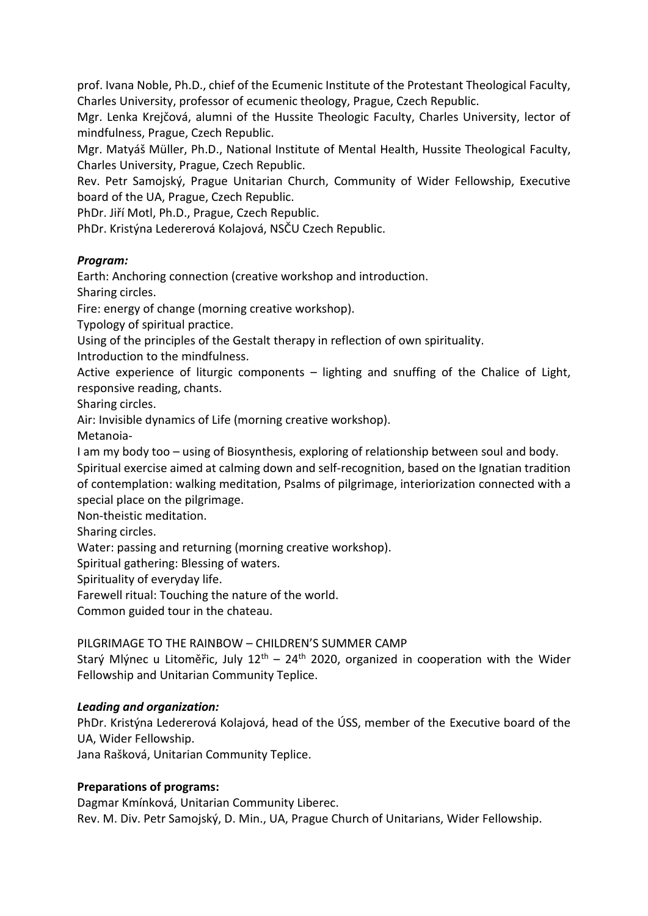prof. Ivana Noble, Ph.D., chief of the Ecumenic Institute of the Protestant Theological Faculty, Charles University, professor of ecumenic theology, Prague, Czech Republic.
Mgr. Lenka Krejčová, alumni of the Hussite Theologic Faculty, Charles University, lector of mindfulness, Prague, Czech Republic.
Mgr. Matyáš Müller, Ph.D., National Institute of Mental Health, Hussite Theological Faculty, Charles University, Prague, Czech Republic.
Rev. Petr Samojský, Prague Unitarian Church, Community of Wider Fellowship, Executive board of the UA, Prague, Czech Republic.
PhDr. Jiří Motl, Ph.D., Prague, Czech Republic.
PhDr. Kristýna Ledererová Kolajová, NSČU Czech Republic.

***Program:***

Earth: Anchoring connection (creative workshop and introduction.
Sharing circles.
Fire: energy of change (morning creative workshop).
Typology of spiritual practice.
Using of the principles of the Gestalt therapy in reflection of own spirituality.
Introduction to the mindfulness.
Active experience of liturgic components – lighting and snuffing of the Chalice of Light, responsive reading, chants.
Sharing circles.
Air: Invisible dynamics of Life (morning creative workshop).
Metanoia-
I am my body too – using of Biosynthesis, exploring of relationship between soul and body.
Spiritual exercise aimed at calming down and self-recognition, based on the Ignatian tradition of contemplation: walking meditation, Psalms of pilgrimage, interiorization connected with a special place on the pilgrimage.
Non-theistic meditation.
Sharing circles.
Water: passing and returning (morning creative workshop).
Spiritual gathering: Blessing of waters.
Spirituality of everyday life.
Farewell ritual: Touching the nature of the world.
Common guided tour in the chateau.

PILGRIMAGE TO THE RAINBOW – CHILDREN'S SUMMER CAMP
Starý Mlýnec u Litoměřic, July 12th – 24th 2020, organized in cooperation with the Wider Fellowship and Unitarian Community Teplice.

***Leading and organization:***

PhDr. Kristýna Ledererová Kolajová, head of the ÚSS, member of the Executive board of the UA, Wider Fellowship.
Jana Rašková, Unitarian Community Teplice.

**Preparations of programs:**

Dagmar Kmínková, Unitarian Community Liberec.
Rev. M. Div. Petr Samojský, D. Min., UA, Prague Church of Unitarians, Wider Fellowship.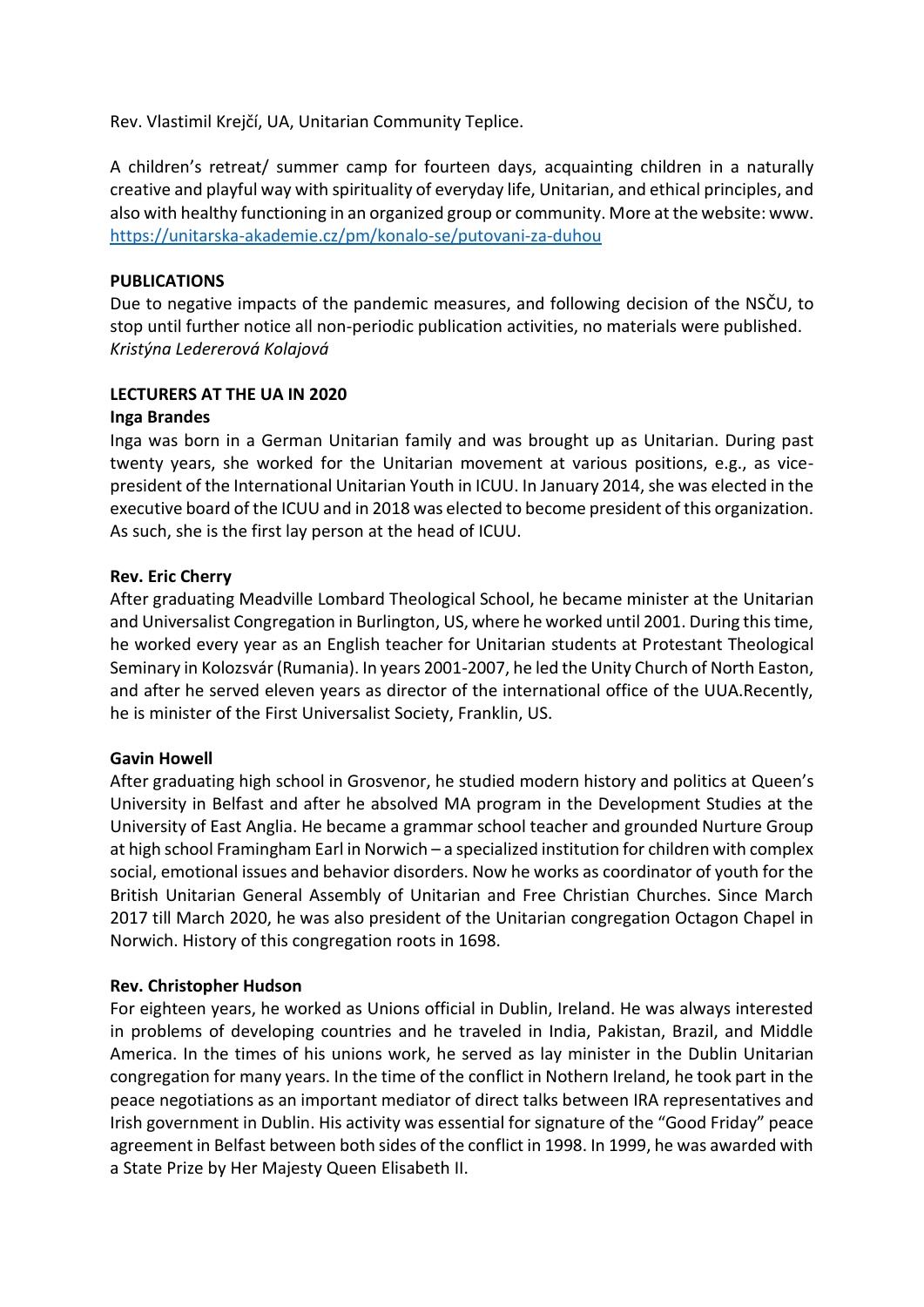Rev. Vlastimil Krejčí, UA, Unitarian Community Teplice.

A children's retreat/ summer camp for fourteen days, acquainting children in a naturally creative and playful way with spirituality of everyday life, Unitarian, and ethical principles, and also with healthy functioning in an organized group or community. More at the website: www. https://unitarska-akademie.cz/pm/konalo-se/putovani-za-duhou

**PUBLICATIONS**

Due to negative impacts of the pandemic measures, and following decision of the NSČU, to stop until further notice all non-periodic publication activities, no materials were published.
*Kristýna Ledererová Kolajová*

**LECTURERS AT THE UA IN 2020**

**Inga Brandes**

Inga was born in a German Unitarian family and was brought up as Unitarian. During past twenty years, she worked for the Unitarian movement at various positions, e.g., as vice-president of the International Unitarian Youth in ICUU. In January 2014, she was elected in the executive board of the ICUU and in 2018 was elected to become president of this organization. As such, she is the first lay person at the head of ICUU.

**Rev. Eric Cherry**

After graduating Meadville Lombard Theological School, he became minister at the Unitarian and Universalist Congregation in Burlington, US, where he worked until 2001. During this time, he worked every year as an English teacher for Unitarian students at Protestant Theological Seminary in Kolozsvár (Rumania). In years 2001-2007, he led the Unity Church of North Easton, and after he served eleven years as director of the international office of the UUA.Recently, he is minister of the First Universalist Society, Franklin, US.

**Gavin Howell**

After graduating high school in Grosvenor, he studied modern history and politics at Queen's University in Belfast and after he absolved MA program in the Development Studies at the University of East Anglia. He became a grammar school teacher and grounded Nurture Group at high school Framingham Earl in Norwich – a specialized institution for children with complex social, emotional issues and behavior disorders. Now he works as coordinator of youth for the British Unitarian General Assembly of Unitarian and Free Christian Churches. Since March 2017 till March 2020, he was also president of the Unitarian congregation Octagon Chapel in Norwich. History of this congregation roots in 1698.

**Rev. Christopher Hudson**

For eighteen years, he worked as Unions official in Dublin, Ireland. He was always interested in problems of developing countries and he traveled in India, Pakistan, Brazil, and Middle America. In the times of his unions work, he served as lay minister in the Dublin Unitarian congregation for many years. In the time of the conflict in Nothern Ireland, he took part in the peace negotiations as an important mediator of direct talks between IRA representatives and Irish government in Dublin. His activity was essential for signature of the "Good Friday" peace agreement in Belfast between both sides of the conflict in 1998. In 1999, he was awarded with a State Prize by Her Majesty Queen Elisabeth II.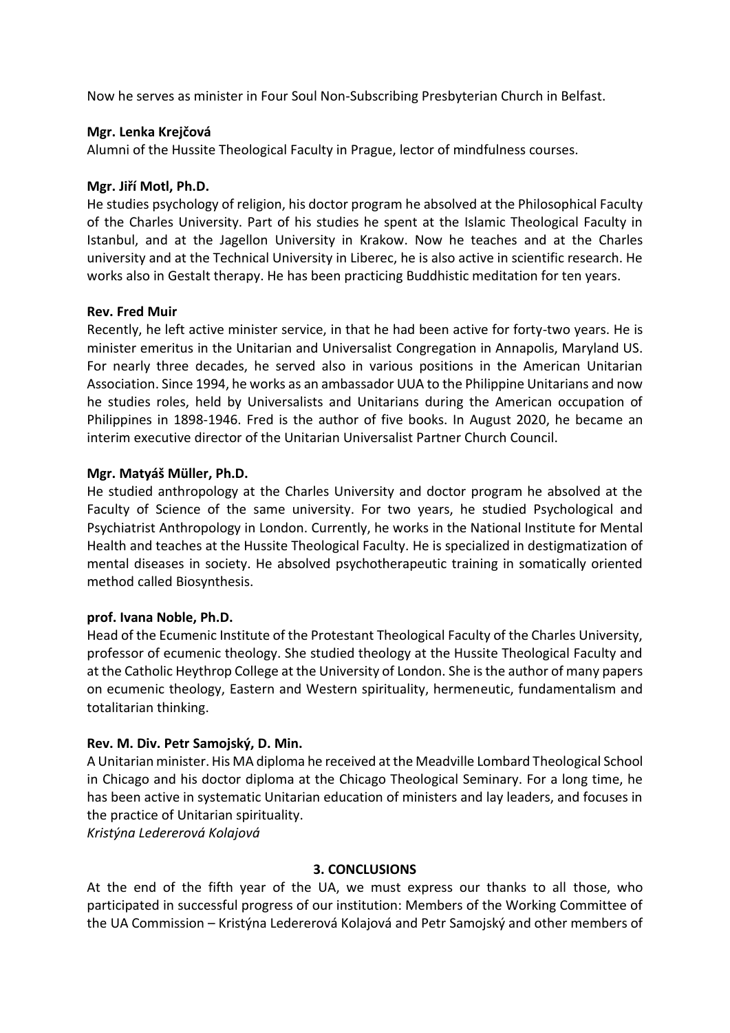Now he serves as minister in Four Soul Non-Subscribing Presbyterian Church in Belfast.

**Mgr. Lenka Krejčová**
Alumni of the Hussite Theological Faculty in Prague, lector of mindfulness courses.

**Mgr. Jiří Motl, Ph.D.**
He studies psychology of religion, his doctor program he absolved at the Philosophical Faculty of the Charles University. Part of his studies he spent at the Islamic Theological Faculty in Istanbul, and at the Jagellon University in Krakow. Now he teaches and at the Charles university and at the Technical University in Liberec, he is also active in scientific research. He works also in Gestalt therapy. He has been practicing Buddhistic meditation for ten years.

**Rev. Fred Muir**
Recently, he left active minister service, in that he had been active for forty-two years. He is minister emeritus in the Unitarian and Universalist Congregation in Annapolis, Maryland US. For nearly three decades, he served also in various positions in the American Unitarian Association. Since 1994, he works as an ambassador UUA to the Philippine Unitarians and now he studies roles, held by Universalists and Unitarians during the American occupation of Philippines in 1898-1946. Fred is the author of five books. In August 2020, he became an interim executive director of the Unitarian Universalist Partner Church Council.

**Mgr. Matyáš Müller, Ph.D.**
He studied anthropology at the Charles University and doctor program he absolved at the Faculty of Science of the same university. For two years, he studied Psychological and Psychiatrist Anthropology in London. Currently, he works in the National Institute for Mental Health and teaches at the Hussite Theological Faculty. He is specialized in destigmatization of mental diseases in society. He absolved psychotherapeutic training in somatically oriented method called Biosynthesis.

**prof. Ivana Noble, Ph.D.**
Head of the Ecumenic Institute of the Protestant Theological Faculty of the Charles University, professor of ecumenic theology. She studied theology at the Hussite Theological Faculty and at the Catholic Heythrop College at the University of London. She is the author of many papers on ecumenic theology, Eastern and Western spirituality, hermeneutic, fundamentalism and totalitarian thinking.

**Rev. M. Div. Petr Samojský, D. Min.**
A Unitarian minister. His MA diploma he received at the Meadville Lombard Theological School in Chicago and his doctor diploma at the Chicago Theological Seminary. For a long time, he has been active in systematic Unitarian education of ministers and lay leaders, and focuses in the practice of Unitarian spirituality.
*Kristýna Ledererová Kolajová*

## 3. CONCLUSIONS

At the end of the fifth year of the UA, we must express our thanks to all those, who participated in successful progress of our institution: Members of the Working Committee of the UA Commission – Kristýna Ledererová Kolajová and Petr Samojský and other members of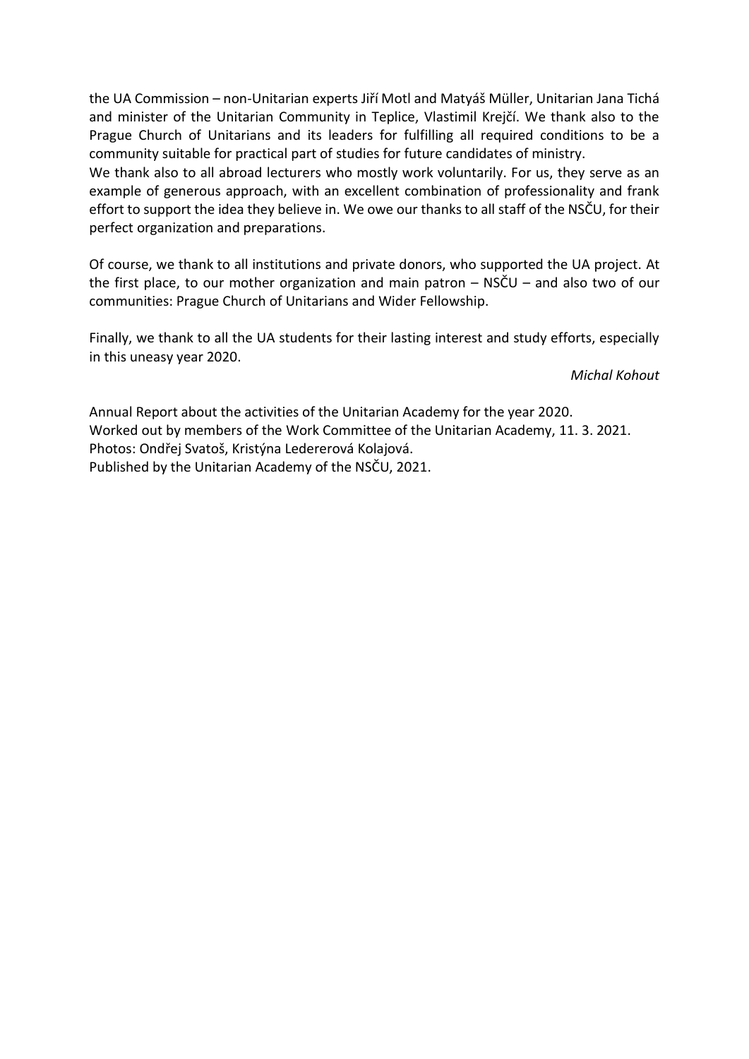the UA Commission – non-Unitarian experts Jiří Motl and Matyáš Müller, Unitarian Jana Tichá and minister of the Unitarian Community in Teplice, Vlastimil Krejčí. We thank also to the Prague Church of Unitarians and its leaders for fulfilling all required conditions to be a community suitable for practical part of studies for future candidates of ministry.
We thank also to all abroad lecturers who mostly work voluntarily. For us, they serve as an example of generous approach, with an excellent combination of professionality and frank effort to support the idea they believe in. We owe our thanks to all staff of the NSČU, for their perfect organization and preparations.

Of course, we thank to all institutions and private donors, who supported the UA project. At the first place, to our mother organization and main patron – NSČU – and also two of our communities: Prague Church of Unitarians and Wider Fellowship.

Finally, we thank to all the UA students for their lasting interest and study efforts, especially in this uneasy year 2020.

*Michal Kohout*

Annual Report about the activities of the Unitarian Academy for the year 2020.
Worked out by members of the Work Committee of the Unitarian Academy, 11. 3. 2021.
Photos: Ondřej Svatoš, Kristýna Ledererová Kolajová.
Published by the Unitarian Academy of the NSČU, 2021.